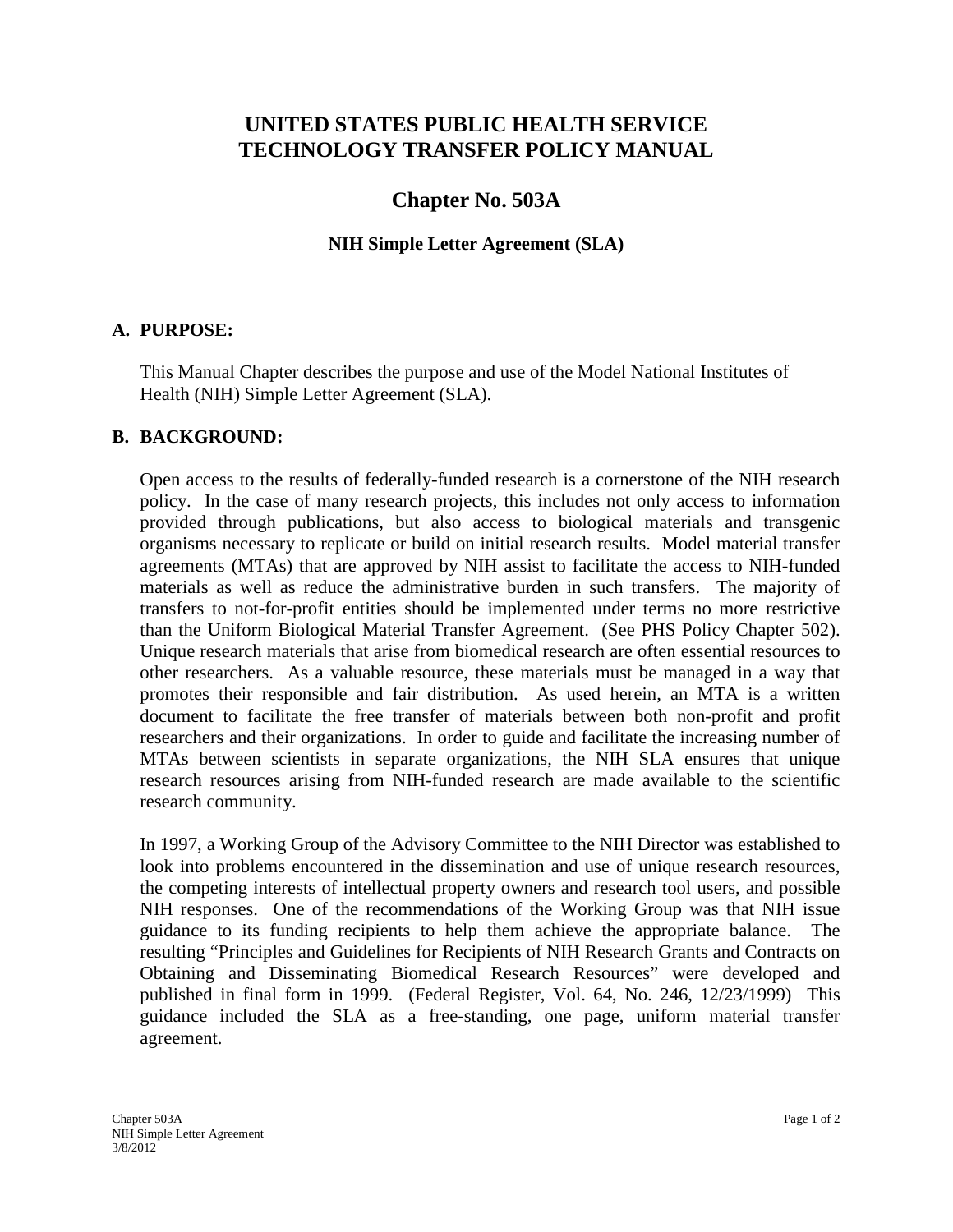# UNITED STATES PUBLIC HEALTH SERVICE TECHNOLOGY TRANSFER POLICY MANUAL

## Chapter No. 503A

### NIH Simple Letter Agreement (SLA)

## A. PURPOSE:

This Manual Chapter describes the purpose and use of the Model National Institutes of Health (NIH) Simple Letter Agreement (SLA).

## B. BACKGROUND:

Open access to the results of federally-funded research is a cornerstone of the NIH research policy. In the case of many research projects, this includes not only access to information provided through publications, but also access to biological materials and transgenic organisms necessary to replicate or build on initial research results. Model material transfer agreements (MTAs) that are approved by NIH assist to facilitate the access to NIH-funded materials as well as reduce the administrative burden in such transfers. The majority of transfers to not-for-profit entities should be implemented under terms no more restrictive than the Uniform Biological Material Transfer Agreement. (See PHS Policy Chapter 502). Unique research materials that arise from biomedical research are often essential resources to other researchers. As a valuable resource, these materials must be managed in a way that promotes their responsible and fair distribution. As used herein, an MTA is a written document to facilitate the free transfer of materials between both non-profit and profit researchers and their organizations. In order to guide and facilitate the increasing number of MTAs between scientists in separate organizations, the NIH SLA ensures that unique research resources arising from NIH-funded research are made available to the scientific research community.

In 1997, a Working Group of the Advisory Committee to the NIH Director was established to look into problems encountered in the dissemination and use of unique research resources, the competing interests of intellectual property owners and research tool users, and possible NIH responses. One of the recommendations of the Working Group was that NIH issue guidance to its funding recipients to help them achieve the appropriate balance. The resulting "Principles and Guidelines for Recipients of NIH Research Grants and Contracts on Obtaining and Disseminating Biomedical Research Resources" were developed and published in final form in 1999. (Federal Register, Vol. 64, No. 246, 12/23/1999) This guidance included the SLA as a free-standing, one page, uniform material transfer agreement.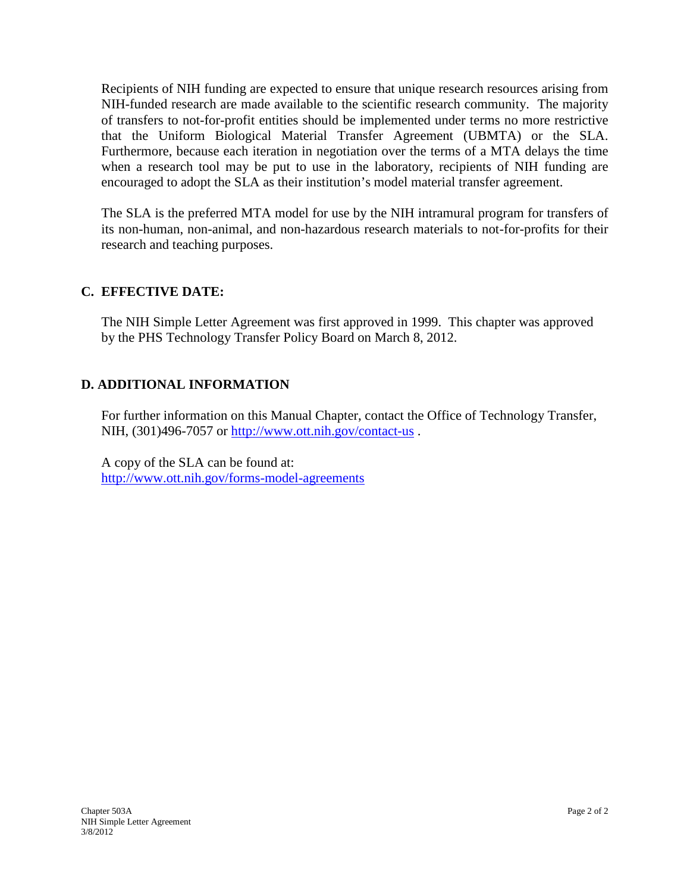Recipients of NIH funding are expected to ensure that unique research resources arising from NIH-funded research are made available to the scientific research community. The majority of transfers to not-for-profit entities should be implemented under terms no more restrictive that the Uniform Biological Material Transfer Agreement (UBMTA) or the SLA. Furthermore, because each iteration in negotiation over the terms of a MTA delays the time when a research tool may be put to use in the laboratory, recipients of NIH funding are encouraged to adopt the SLA as their institution's model material transfer agreement.

The SLA is the preferred MTA model for use by the NIH intramural program for transfers of its non-human, non-animal, and non-hazardous research materials to not-for-profits for their research and teaching purposes.

## C. EFFECTIVE DATE:

The NIH Simple Letter Agreement was first approved in 1999. This chapter was approved by the PHS Technology Transfer Policy Board on March 8, 2012.

## D. ADDITIONAL INFORMATION

For further information on this Manual Chapter, contact the Office of Technology Transfer, NIH, (301)496-7057 or http://www.ott.nih.gov/contact-us .

A copy of the SLA can be found at:
http://www.ott.nih.gov/forms-model-agreements